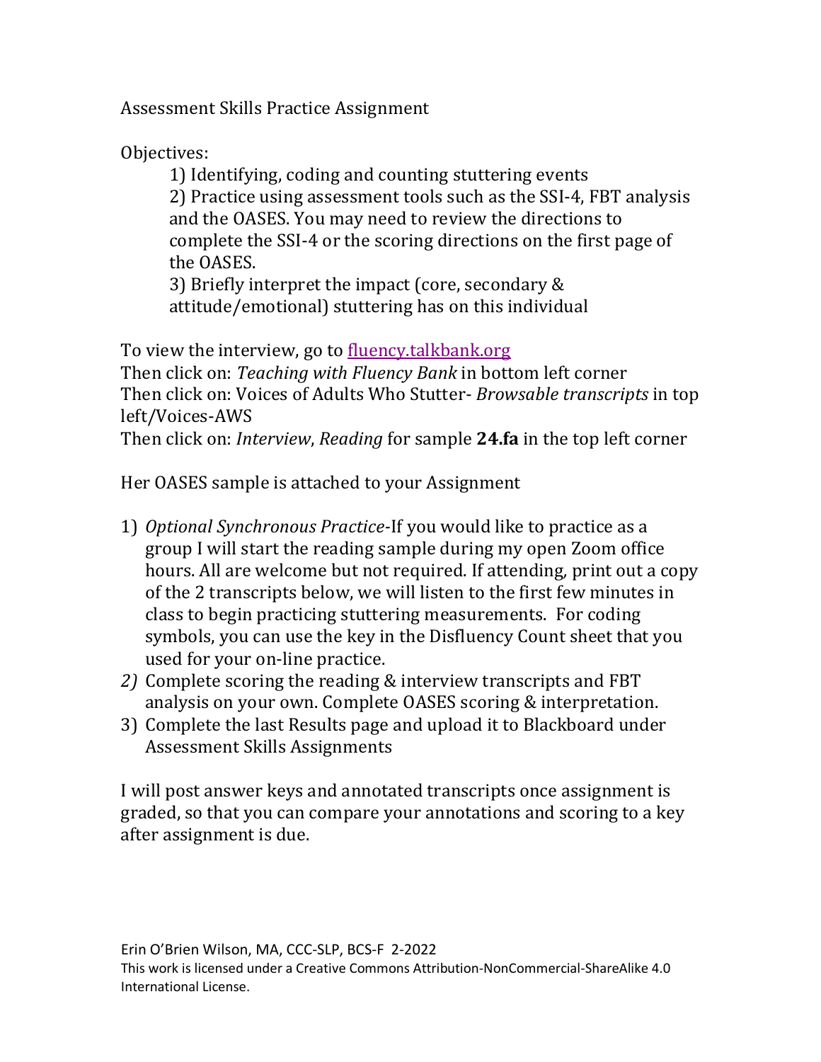# Assessment Skills Practice Assignment

Objectives:

1) Identifying, coding and counting stuttering events
2) Practice using assessment tools such as the SSI-4, FBT analysis and the OASES. You may need to review the directions to complete the SSI-4 or the scoring directions on the first page of the OASES.
3) Briefly interpret the impact (core, secondary & attitude/emotional) stuttering has on this individual

To view the interview, go to [fluency.talkbank.org](fluency.talkbank.org)
Then click on: *Teaching with Fluency Bank* in bottom left corner
Then click on: Voices of Adults Who Stutter- *Browsable transcripts* in top left/Voices-AWS
Then click on: *Interview*, *Reading* for sample **24.fa** in the top left corner

Her OASES sample is attached to your Assignment

1) *Optional Synchronous Practice*-If you would like to practice as a group I will start the reading sample during my open Zoom office hours. All are welcome but not required. If attending, print out a copy of the 2 transcripts below, we will listen to the first few minutes in class to begin practicing stuttering measurements. For coding symbols, you can use the key in the Disfluency Count sheet that you used for your on-line practice.
2) Complete scoring the reading & interview transcripts and FBT analysis on your own. Complete OASES scoring & interpretation.
3) Complete the last Results page and upload it to Blackboard under Assessment Skills Assignments

I will post answer keys and annotated transcripts once assignment is graded, so that you can compare your annotations and scoring to a key after assignment is due.

Erin O'Brien Wilson, MA, CCC-SLP, BCS-F 2-2022
This work is licensed under a Creative Commons Attribution-NonCommercial-ShareAlike 4.0 International License.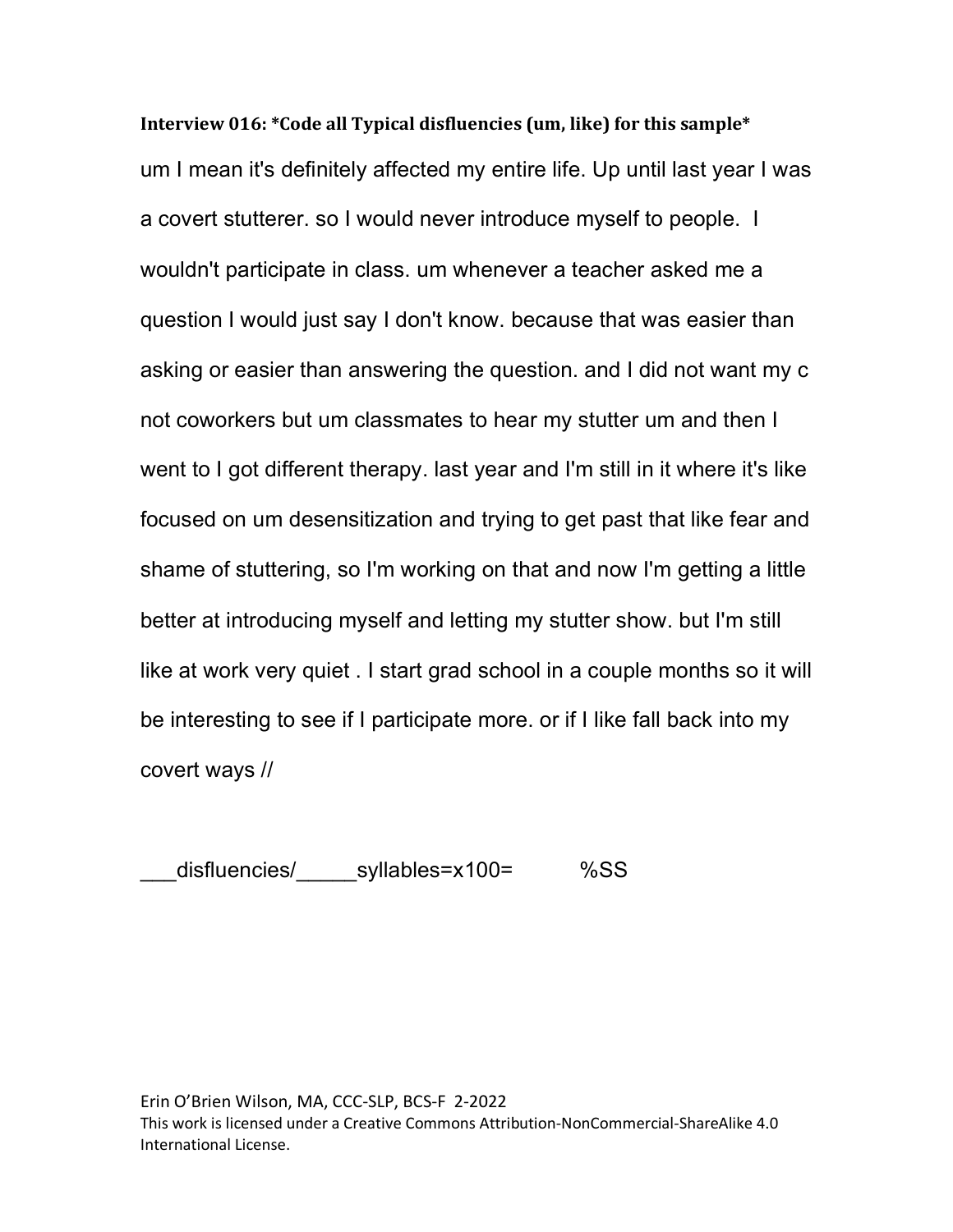**Interview 016: *Code all Typical disfluencies (um, like) for this sample***

um I mean it's definitely affected my entire life. Up until last year I was a covert stutterer. so I would never introduce myself to people. I wouldn't participate in class. um whenever a teacher asked me a question I would just say I don't know. because that was easier than asking or easier than answering the question. and I did not want my c not coworkers but um classmates to hear my stutter um and then I went to I got different therapy. last year and I'm still in it where it's like focused on um desensitization and trying to get past that like fear and shame of stuttering, so I'm working on that and now I'm getting a little better at introducing myself and letting my stutter show. but I'm still like at work very quiet . I start grad school in a couple months so it will be interesting to see if I participate more. or if I like fall back into my covert ways //

___disfluencies/_____syllables=x100= %SS

Erin O'Brien Wilson, MA, CCC-SLP, BCS-F 2-2022
This work is licensed under a Creative Commons Attribution-NonCommercial-ShareAlike 4.0 International License.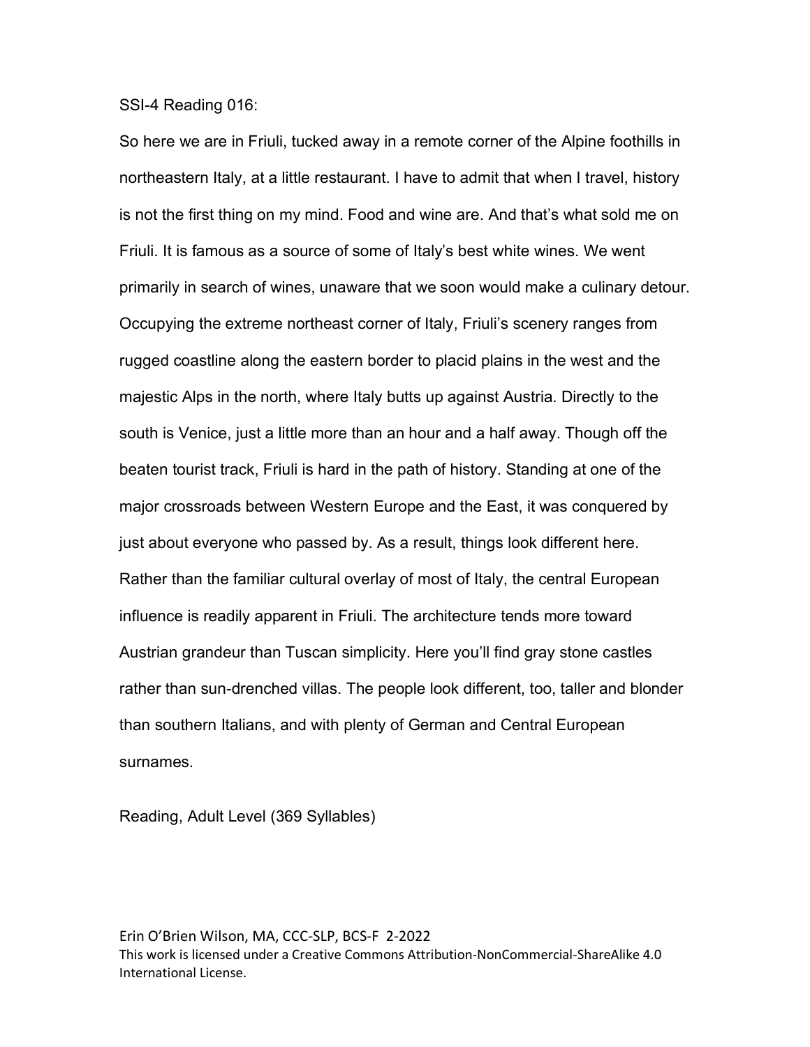SSI-4 Reading 016:

So here we are in Friuli, tucked away in a remote corner of the Alpine foothills in northeastern Italy, at a little restaurant. I have to admit that when I travel, history is not the first thing on my mind. Food and wine are. And that's what sold me on Friuli. It is famous as a source of some of Italy's best white wines. We went primarily in search of wines, unaware that we soon would make a culinary detour. Occupying the extreme northeast corner of Italy, Friuli's scenery ranges from rugged coastline along the eastern border to placid plains in the west and the majestic Alps in the north, where Italy butts up against Austria. Directly to the south is Venice, just a little more than an hour and a half away. Though off the beaten tourist track, Friuli is hard in the path of history. Standing at one of the major crossroads between Western Europe and the East, it was conquered by just about everyone who passed by. As a result, things look different here. Rather than the familiar cultural overlay of most of Italy, the central European influence is readily apparent in Friuli. The architecture tends more toward Austrian grandeur than Tuscan simplicity. Here you'll find gray stone castles rather than sun-drenched villas. The people look different, too, taller and blonder than southern Italians, and with plenty of German and Central European surnames.

Reading, Adult Level (369 Syllables)

Erin O'Brien Wilson, MA, CCC-SLP, BCS-F 2-2022
This work is licensed under a Creative Commons Attribution-NonCommercial-ShareAlike 4.0 International License.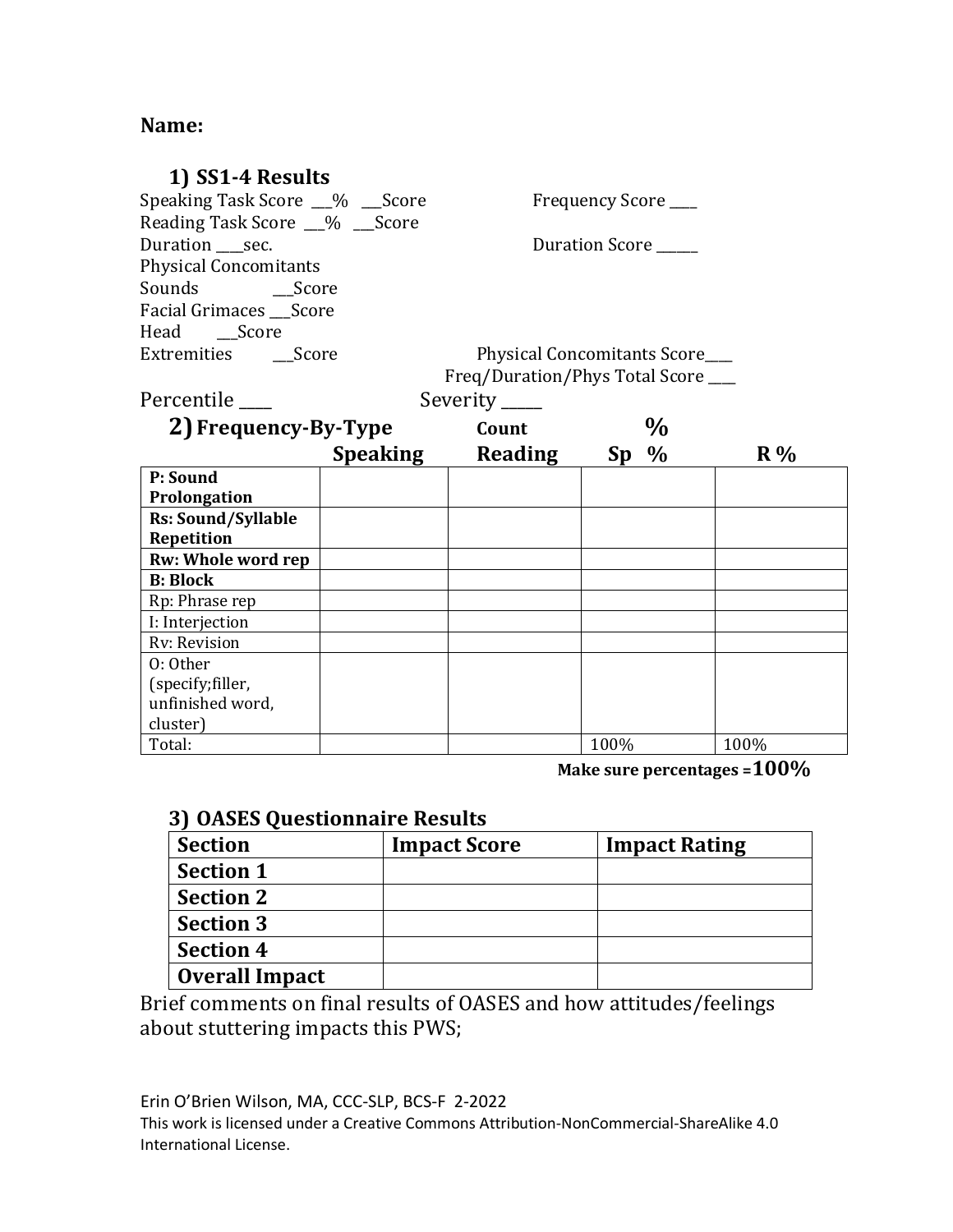**Name:**

### 1) SS1-4 Results

Speaking Task Score ___% ___Score Frequency Score ____

Reading Task Score ___% ___Score

Duration ____sec. Duration Score ______

Physical Concomitants

Sounds ___Score

Facial Grimaces ___Score

Head ___Score

Extremities ___Score Physical Concomitants Score____

Freq/Duration/Phys Total Score ___

Percentile ____ Severity _____

### 2) Frequency-By-Type

| | Count | | % | |
|---|---|---|---|---|
| | **Speaking** | **Reading** | **Sp %** | **R %** |
| **P: Sound Prolongation** | | | | |
| **Rs: Sound/Syllable Repetition** | | | | |
| **Rw: Whole word rep** | | | | |
| **B: Block** | | | | |
| Rp: Phrase rep | | | | |
| I: Interjection | | | | |
| Rv: Revision | | | | |
| O: Other (specify;filler, unfinished word, cluster) | | | | |
| Total: | | | 100% | 100% |

**Make sure percentages =100%**

### 3) OASES Questionnaire Results

| **Section** | **Impact Score** | **Impact Rating** |
|---|---|---|
| **Section 1** | | |
| **Section 2** | | |
| **Section 3** | | |
| **Section 4** | | |
| **Overall Impact** | | |

Brief comments on final results of OASES and how attitudes/feelings about stuttering impacts this PWS;

Erin O'Brien Wilson, MA, CCC-SLP, BCS-F 2-2022

This work is licensed under a Creative Commons Attribution-NonCommercial-ShareAlike 4.0 International License.